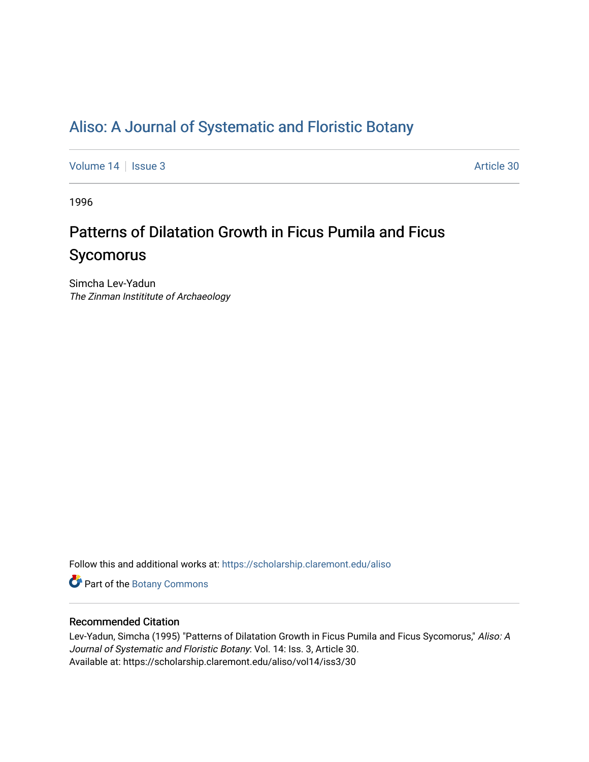# Aliso: A Journal of Systematic and Floristic Botany

Volume 14 | Issue 3 Article 30

1996

## Patterns of Dilatation Growth in Ficus Pumila and Ficus Sycomorus

Simcha Lev-Yadun
*The Zinman Instititute of Archaeology*

Follow this and additional works at: https://scholarship.claremont.edu/aliso

Part of the Botany Commons

### Recommended Citation

Lev-Yadun, Simcha (1995) "Patterns of Dilatation Growth in Ficus Pumila and Ficus Sycomorus," *Aliso: A Journal of Systematic and Floristic Botany*: Vol. 14: Iss. 3, Article 30.
Available at: https://scholarship.claremont.edu/aliso/vol14/iss3/30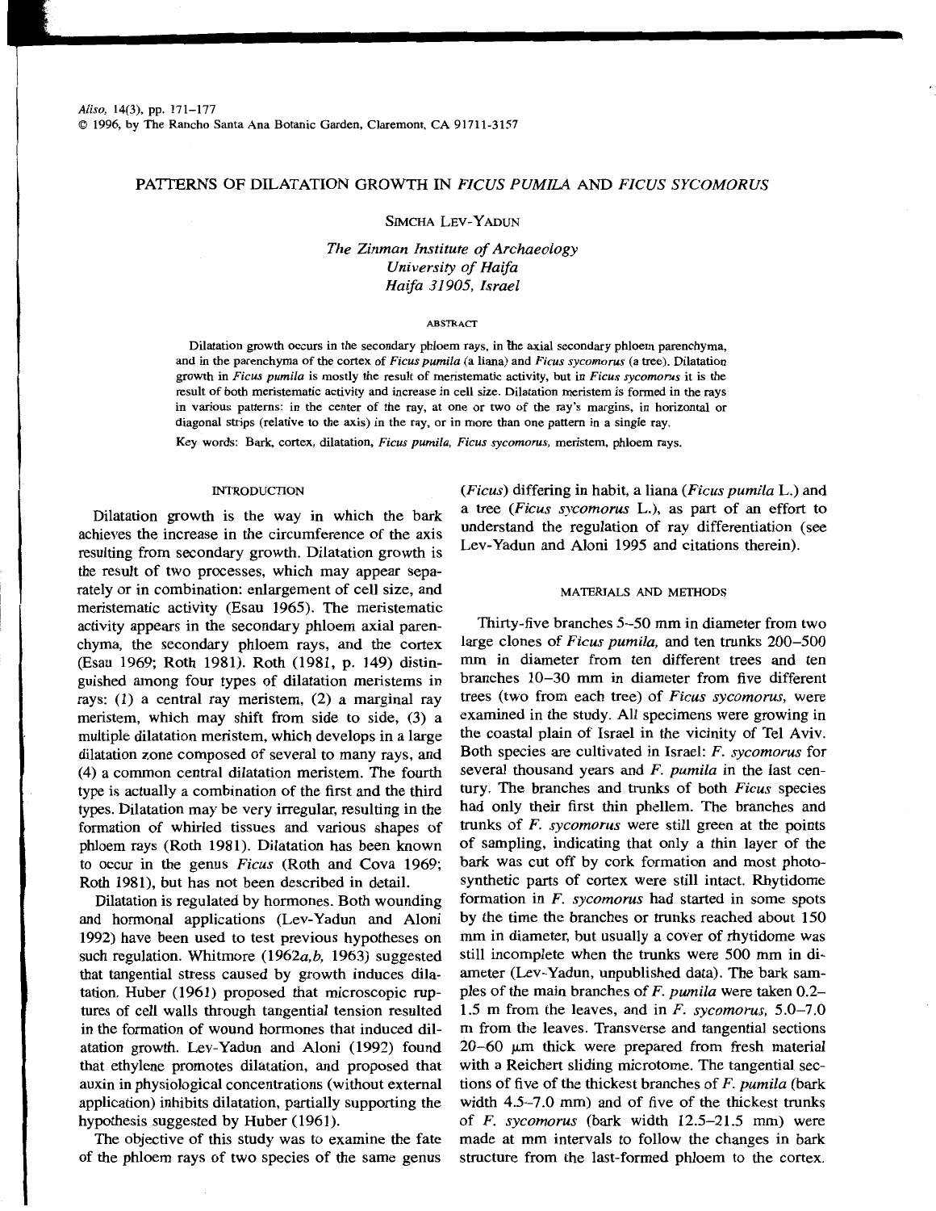# PATTERNS OF DILATATION GROWTH IN *FICUS PUMILA* AND *FICUS SYCOMORUS*

Simcha Lev-Yadun

*The Zinman Institute of Archaeology*
*University of Haifa*
*Haifa 31905, Israel*

## ABSTRACT

Dilatation growth occurs in the secondary phloem rays, in the axial secondary phloem parenchyma, and in the parenchyma of the cortex of *Ficus pumila* (a liana) and *Ficus sycomorus* (a tree). Dilatation growth in *Ficus pumila* is mostly the result of meristematic activity, but in *Ficus sycomorus* it is the result of both meristematic activity and increase in cell size. Dilatation meristem is formed in the rays in various patterns: in the center of the ray, at one or two of the ray's margins, in horizontal or diagonal strips (relative to the axis) in the ray, or in more than one pattern in a single ray.

Key words: Bark, cortex, dilatation, *Ficus pumila*, *Ficus sycomorus*, meristem, phloem rays.

## INTRODUCTION

Dilatation growth is the way in which the bark achieves the increase in the circumference of the axis resulting from secondary growth. Dilatation growth is the result of two processes, which may appear separately or in combination: enlargement of cell size, and meristematic activity (Esau 1965). The meristematic activity appears in the secondary phloem axial parenchyma, the secondary phloem rays, and the cortex (Esau 1969; Roth 1981). Roth (1981, p. 149) distinguished among four types of dilatation meristems in rays: (1) a central ray meristem, (2) a marginal ray meristem, which may shift from side to side, (3) a multiple dilatation meristem, which develops in a large dilatation zone composed of several to many rays, and (4) a common central dilatation meristem. The fourth type is actually a combination of the first and the third types. Dilatation may be very irregular, resulting in the formation of whirled tissues and various shapes of phloem rays (Roth 1981). Dilatation has been known to occur in the genus *Ficus* (Roth and Cova 1969; Roth 1981), but has not been described in detail.

Dilatation is regulated by hormones. Both wounding and hormonal applications (Lev-Yadun and Aloni 1992) have been used to test previous hypotheses on such regulation. Whitmore (1962*a*,*b*, 1963) suggested that tangential stress caused by growth induces dilatation. Huber (1961) proposed that microscopic ruptures of cell walls through tangential tension resulted in the formation of wound hormones that induced dilatation growth. Lev-Yadun and Aloni (1992) found that ethylene promotes dilatation, and proposed that auxin in physiological concentrations (without external application) inhibits dilatation, partially supporting the hypothesis suggested by Huber (1961).

The objective of this study was to examine the fate of the phloem rays of two species of the same genus (*Ficus*) differing in habit, a liana (*Ficus pumila* L.) and a tree (*Ficus sycomorus* L.), as part of an effort to understand the regulation of ray differentiation (see Lev-Yadun and Aloni 1995 and citations therein).

## MATERIALS AND METHODS

Thirty-five branches 5–50 mm in diameter from two large clones of *Ficus pumila*, and ten trunks 200–500 mm in diameter from ten different trees and ten branches 10–30 mm in diameter from five different trees (two from each tree) of *Ficus sycomorus*, were examined in the study. All specimens were growing in the coastal plain of Israel in the vicinity of Tel Aviv. Both species are cultivated in Israel: *F. sycomorus* for several thousand years and *F. pumila* in the last century. The branches and trunks of both *Ficus* species had only their first thin phellem. The branches and trunks of *F. sycomorus* were still green at the points of sampling, indicating that only a thin layer of the bark was cut off by cork formation and most photosynthetic parts of cortex were still intact. Rhytidome formation in *F. sycomorus* had started in some spots by the time the branches or trunks reached about 150 mm in diameter, but usually a cover of rhytidome was still incomplete when the trunks were 500 mm in diameter (Lev-Yadun, unpublished data). The bark samples of the main branches of *F. pumila* were taken 0.2–1.5 m from the leaves, and in *F. sycomorus*, 5.0–7.0 m from the leaves. Transverse and tangential sections 20–60 μm thick were prepared from fresh material with a Reichert sliding microtome. The tangential sections of five of the thickest branches of *F. pumila* (bark width 4.5–7.0 mm) and of five of the thickest trunks of *F. sycomorus* (bark width 12.5–21.5 mm) were made at mm intervals to follow the changes in bark structure from the last-formed phloem to the cortex.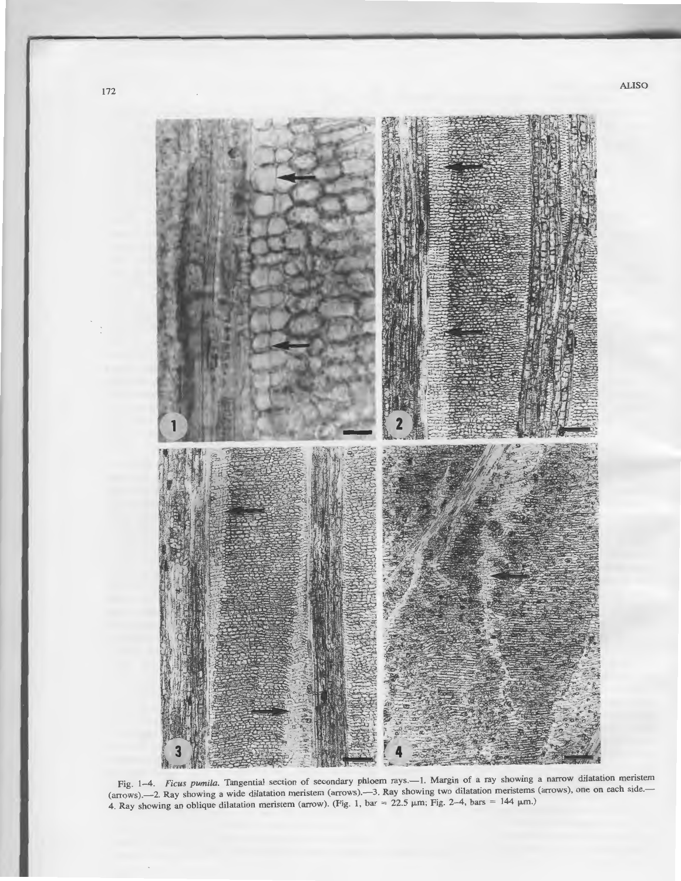Fig. 1–4. *Ficus pumila*. Tangential section of secondary phloem rays.—1. Margin of a ray showing a narrow dilatation meristem (arrows).—2. Ray showing a wide dilatation meristem (arrows).—3. Ray showing two dilatation meristems (arrows), one on each side.—4. Ray showing an oblique dilatation meristem (arrow). (Fig. 1, bar = 22.5 μm; Fig. 2–4, bars = 144 μm.)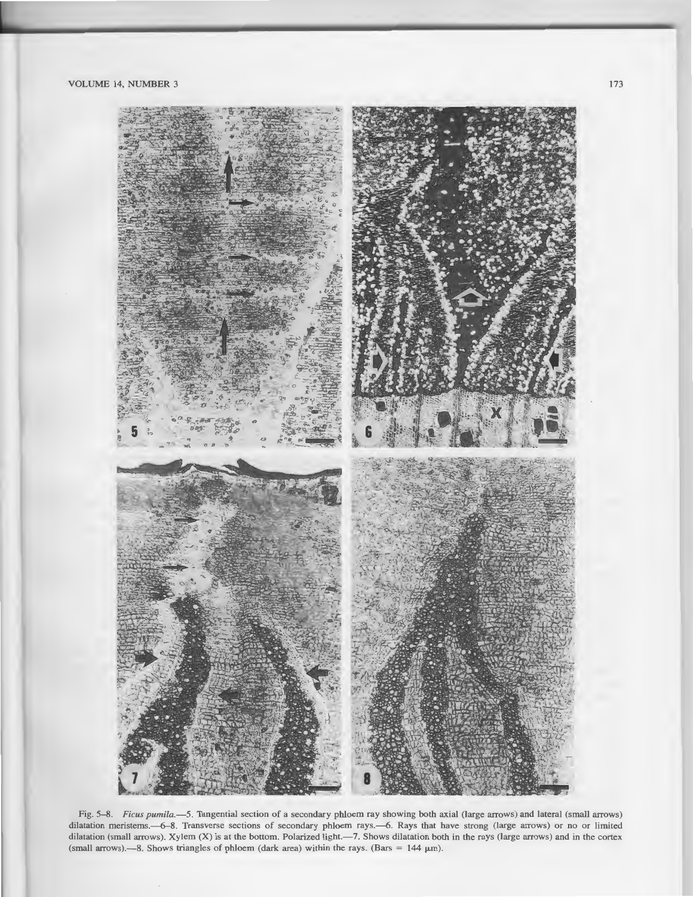Fig. 5–8. *Ficus pumila*.—5. Tangential section of a secondary phloem ray showing both axial (large arrows) and lateral (small arrows) dilatation meristems.—6–8. Transverse sections of secondary phloem rays.—6. Rays that have strong (large arrows) or no or limited dilatation (small arrows). Xylem (X) is at the bottom. Polarized light.—7. Shows dilatation both in the rays (large arrows) and in the cortex (small arrows).—8. Shows triangles of phloem (dark area) within the rays. (Bars = 144 μm).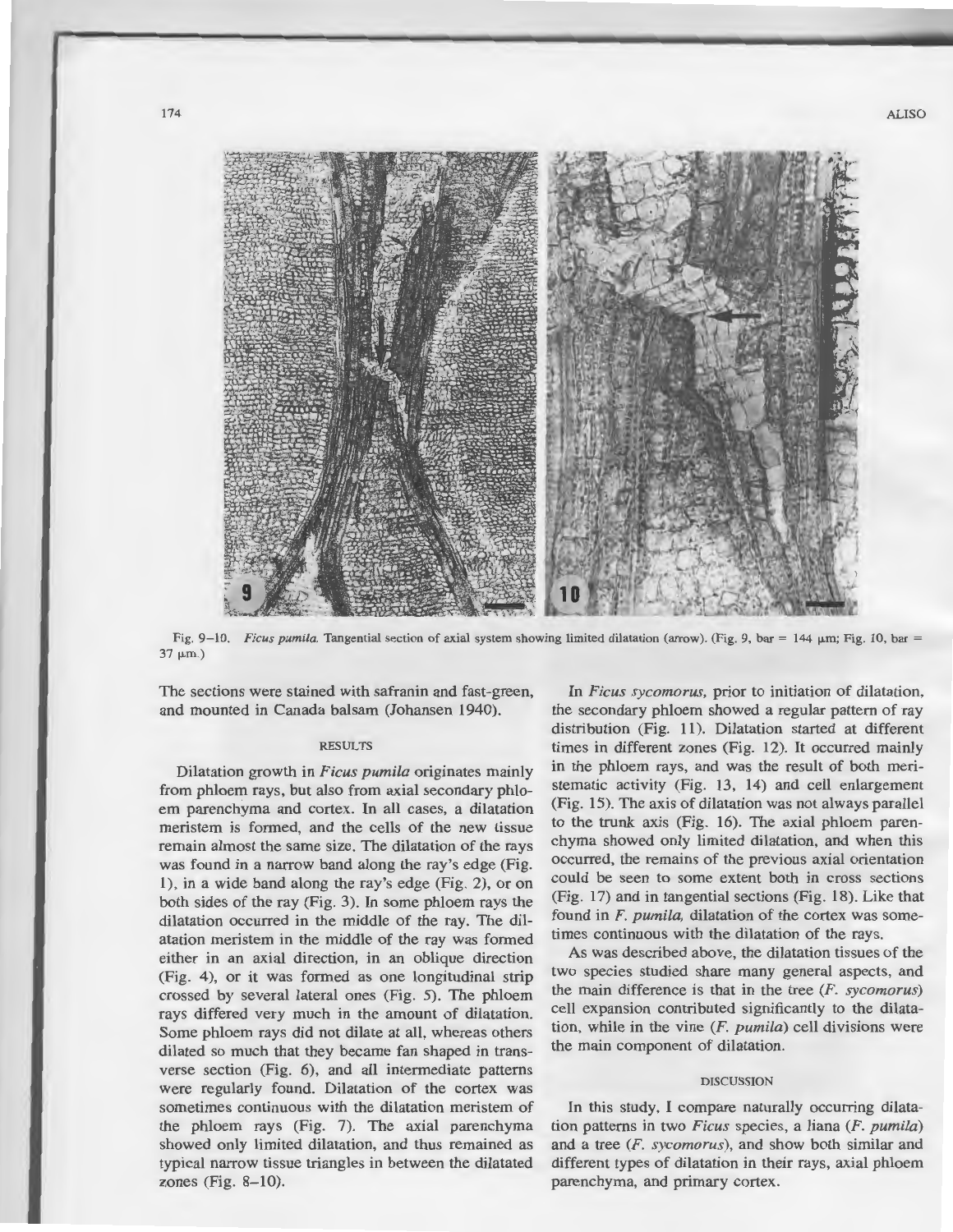Fig. 9–10. *Ficus pumila.* Tangential section of axial system showing limited dilatation (arrow). (Fig. 9, bar = 144 μm; Fig. 10, bar = 37 μm.)

The sections were stained with safranin and fast-green, and mounted in Canada balsam (Johansen 1940).

## RESULTS

Dilatation growth in *Ficus pumila* originates mainly from phloem rays, but also from axial secondary phloem parenchyma and cortex. In all cases, a dilatation meristem is formed, and the cells of the new tissue remain almost the same size. The dilatation of the rays was found in a narrow band along the ray's edge (Fig. 1), in a wide band along the ray's edge (Fig. 2), or on both sides of the ray (Fig. 3). In some phloem rays the dilatation occurred in the middle of the ray. The dilatation meristem in the middle of the ray was formed either in an axial direction, in an oblique direction (Fig. 4), or it was formed as one longitudinal strip crossed by several lateral ones (Fig. 5). The phloem rays differed very much in the amount of dilatation. Some phloem rays did not dilate at all, whereas others dilated so much that they became fan shaped in transverse section (Fig. 6), and all intermediate patterns were regularly found. Dilatation of the cortex was sometimes continuous with the dilatation meristem of the phloem rays (Fig. 7). The axial parenchyma showed only limited dilatation, and thus remained as typical narrow tissue triangles in between the dilatated zones (Fig. 8–10).

In *Ficus sycomorus,* prior to initiation of dilatation, the secondary phloem showed a regular pattern of ray distribution (Fig. 11). Dilatation started at different times in different zones (Fig. 12). It occurred mainly in the phloem rays, and was the result of both meristematic activity (Fig. 13, 14) and cell enlargement (Fig. 15). The axis of dilatation was not always parallel to the trunk axis (Fig. 16). The axial phloem parenchyma showed only limited dilatation, and when this occurred, the remains of the previous axial orientation could be seen to some extent both in cross sections (Fig. 17) and in tangential sections (Fig. 18). Like that found in *F. pumila,* dilatation of the cortex was sometimes continuous with the dilatation of the rays.

As was described above, the dilatation tissues of the two species studied share many general aspects, and the main difference is that in the tree (*F. sycomorus*) cell expansion contributed significantly to the dilatation, while in the vine (*F. pumila*) cell divisions were the main component of dilatation.

## DISCUSSION

In this study, I compare naturally occurring dilatation patterns in two *Ficus* species, a liana (*F. pumila*) and a tree (*F. sycomorus*), and show both similar and different types of dilatation in their rays, axial phloem parenchyma, and primary cortex.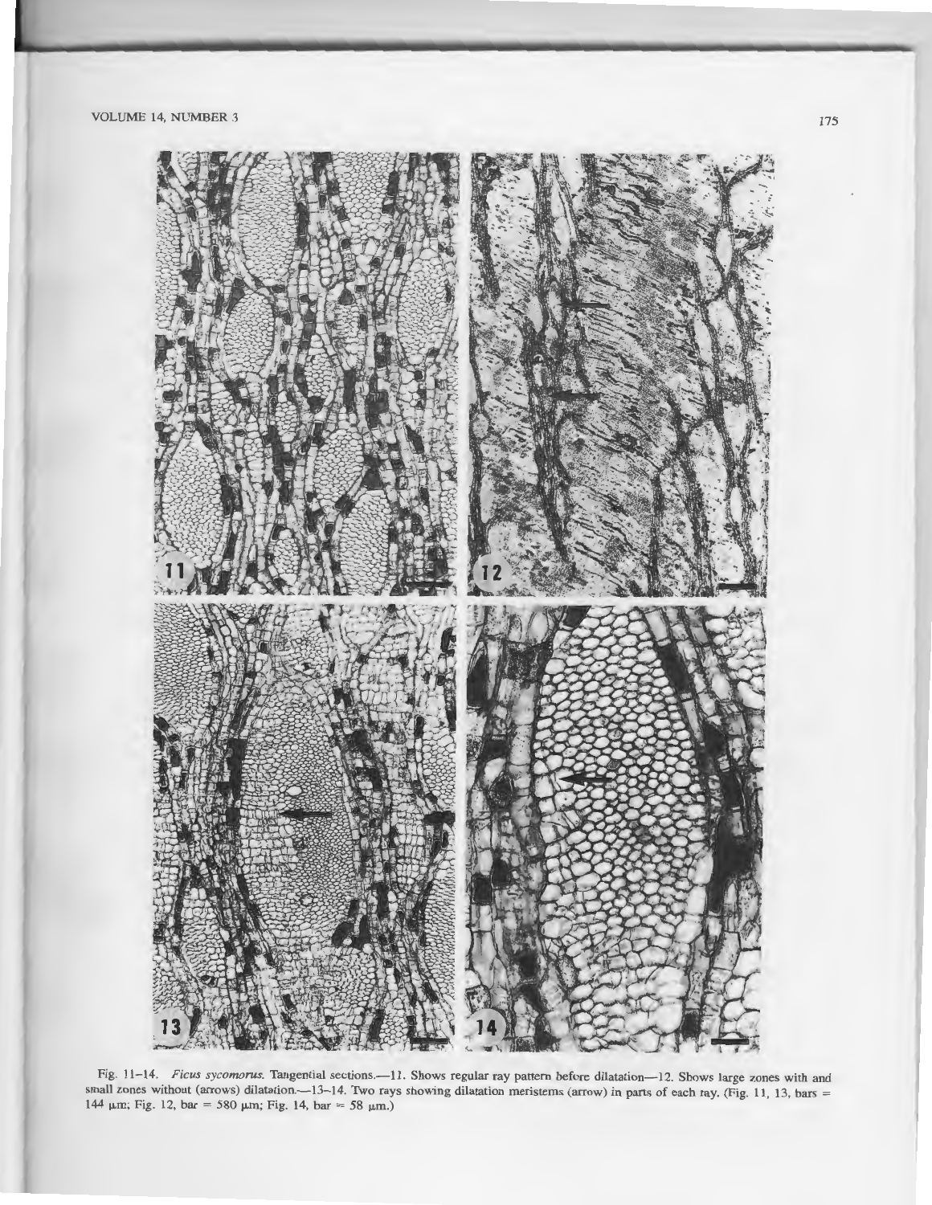Fig. 11–14. *Ficus sycomorus.* Tangential sections.—11. Shows regular ray pattern before dilatation—12. Shows large zones with and small zones without (arrows) dilatation.—13–14. Two rays showing dilatation meristems (arrow) in parts of each ray. (Fig. 11, 13, bars = 144 μm; Fig. 12, bar = 580 μm; Fig. 14, bar = 58 μm.)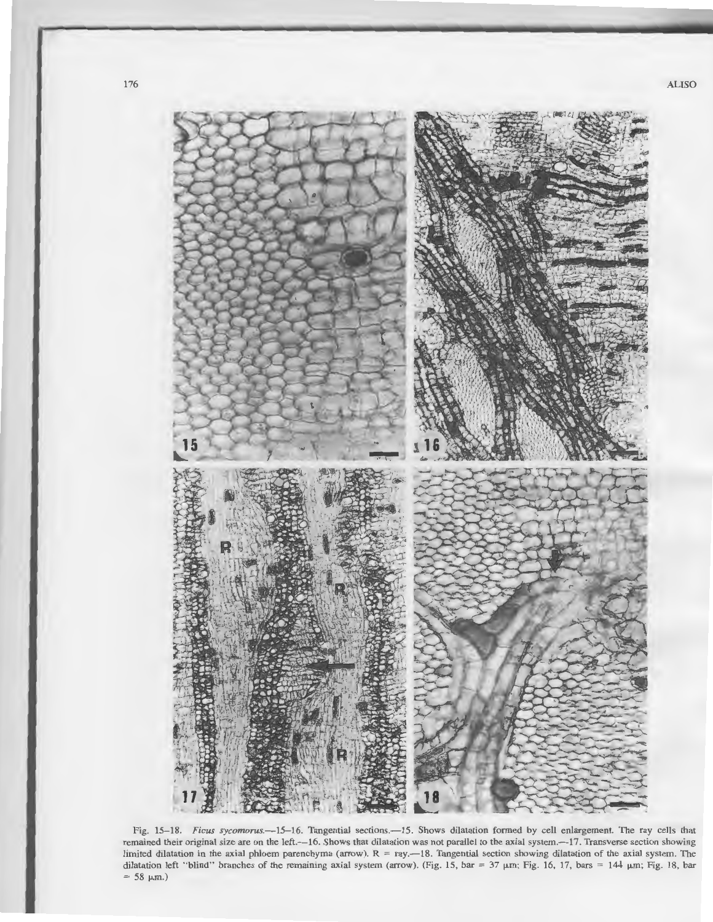Fig. 15–18. *Ficus sycomorus*.—15–16. Tangential sections.—15. Shows dilatation formed by cell enlargement. The ray cells that remained their original size are on the left.—16. Shows that dilatation was not parallel to the axial system.—17. Transverse section showing limited dilatation in the axial phloem parenchyma (arrow). R = ray.—18. Tangential section showing dilatation of the axial system. The dilatation left "blind" branches of the remaining axial system (arrow). (Fig. 15, bar = 37 μm; Fig. 16, 17, bars = 144 μm; Fig. 18, bar = 58 μm.)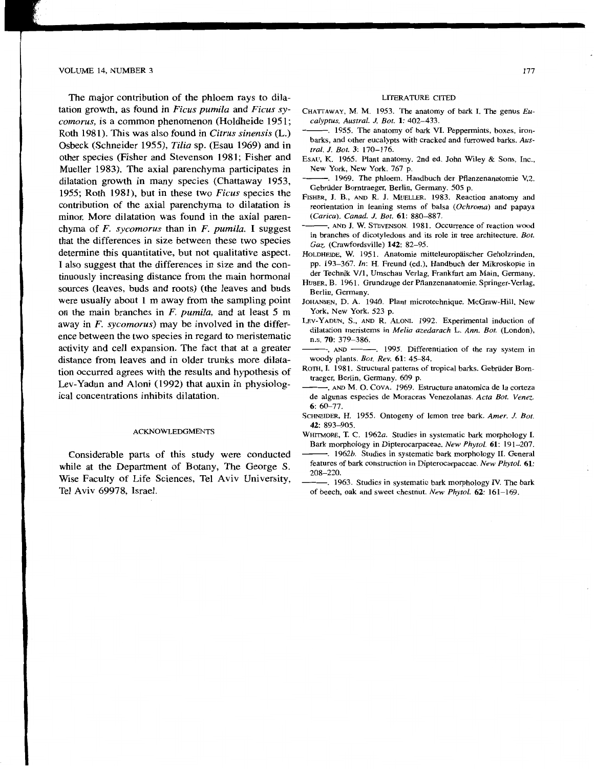The major contribution of the phloem rays to dilatation growth, as found in *Ficus pumila* and *Ficus sycomorus,* is a common phenomenon (Holdheide 1951; Roth 1981). This was also found in *Citrus sinensis* (L.) Osbeck (Schneider 1955), *Tilia* sp. (Esau 1969) and in other species (Fisher and Stevenson 1981; Fisher and Mueller 1983). The axial parenchyma participates in dilatation growth in many species (Chattaway 1953, 1955; Roth 1981), but in these two *Ficus* species the contribution of the axial parenchyma to dilatation is minor. More dilatation was found in the axial parenchyma of *F. sycomorus* than in *F. pumila.* I suggest that the differences in size between these two species determine this quantitative, but not qualitative aspect. I also suggest that the differences in size and the continuously increasing distance from the main hormonal sources (leaves, buds and roots) (the leaves and buds were usually about 1 m away from the sampling point on the main branches in *F. pumila,* and at least 5 m away in *F. sycomorus*) may be involved in the difference between the two species in regard to meristematic activity and cell expansion. The fact that at a greater distance from leaves and in older trunks more dilatation occurred agrees with the results and hypothesis of Lev-Yadun and Aloni (1992) that auxin in physiological concentrations inhibits dilatation.

## ACKNOWLEDGMENTS

Considerable parts of this study were conducted while at the Department of Botany, The George S. Wise Faculty of Life Sciences, Tel Aviv University, Tel Aviv 69978, Israel.

## LITERATURE CITED

Chattaway, M. M. 1953. The anatomy of bark I. The genus *Eucalyptus. Austral. J. Bot.* **1**: 402–433.

———. 1955. The anatomy of bark VI. Peppermints, boxes, ironbarks, and other eucalypts with cracked and furrowed barks. *Austral. J. Bot.* **3**: 170–176.

Esau, K. 1965. Plant anatomy. 2nd ed. John Wiley & Sons, Inc., New York, New York. 767 p.

———. 1969. The phloem. Handbuch der Pflanzenanatomie V,2. Gebrüder Borntraeger, Berlin, Germany. 505 p.

Fisher, J. B., and R. J. Mueller. 1983. Reaction anatomy and reorientation in leaning stems of balsa (*Ochroma*) and papaya (*Carica*). *Canad. J. Bot.* **61**: 880–887.

———, and J. W. Stevenson. 1981. Occurrence of reaction wood in branches of dicotyledons and its role in tree architecture. *Bot. Gaz.* (Crawfordsville) **142**: 82–95.

Holdheide, W. 1951. Anatomie mitteleuropäischer Geholzrinden, pp. 193–367. *In*: H. Freund (ed.), Handbuch der Mikroskopie in der Technik V/1, Umschau Verlag, Frankfurt am Main, Germany.

Huber, B. 1961. Grundzuge der Pflanzenanatomie. Springer-Verlag, Berlin, Germany.

Johansen, D. A. 1940. Plant microtechnique. McGraw-Hill, New York, New York. 523 p.

Lev-Yadun, S., and R. Aloni. 1992. Experimental induction of dilatation meristems in *Melia azedarach* L. *Ann. Bot.* (London), n.s. **70**: 379–386.

———, and ———. 1995. Differentiation of the ray system in woody plants. *Bot. Rev.* **61**: 45–84.

Roth, I. 1981. Structural patterns of tropical barks. Gebrüder Borntraeger, Berlin, Germany. 609 p.

———, and M. O. Cova. 1969. Estructura anatomica de la corteza de algunas especies de Moraceas Venezolanas. *Acta Bot. Venez.* **6**: 60–77.

Schneider, H. 1955. Ontogeny of lemon tree bark. *Amer. J. Bot.* **42**: 893–905.

Whitmore, T. C. 1962*a*. Studies in systematic bark morphology I. Bark morphology in Dipterocarpaceae. *New Phytol.* **61**: 191–207.

———. 1962*b*. Studies in systematic bark morphology II. General features of bark construction in Dipterocarpaceae. *New Phytol.* **61**: 208–220.

———. 1963. Studies in systematic bark morphology IV. The bark of beech, oak and sweet chestnut. *New Phytol.* **62**: 161–169.